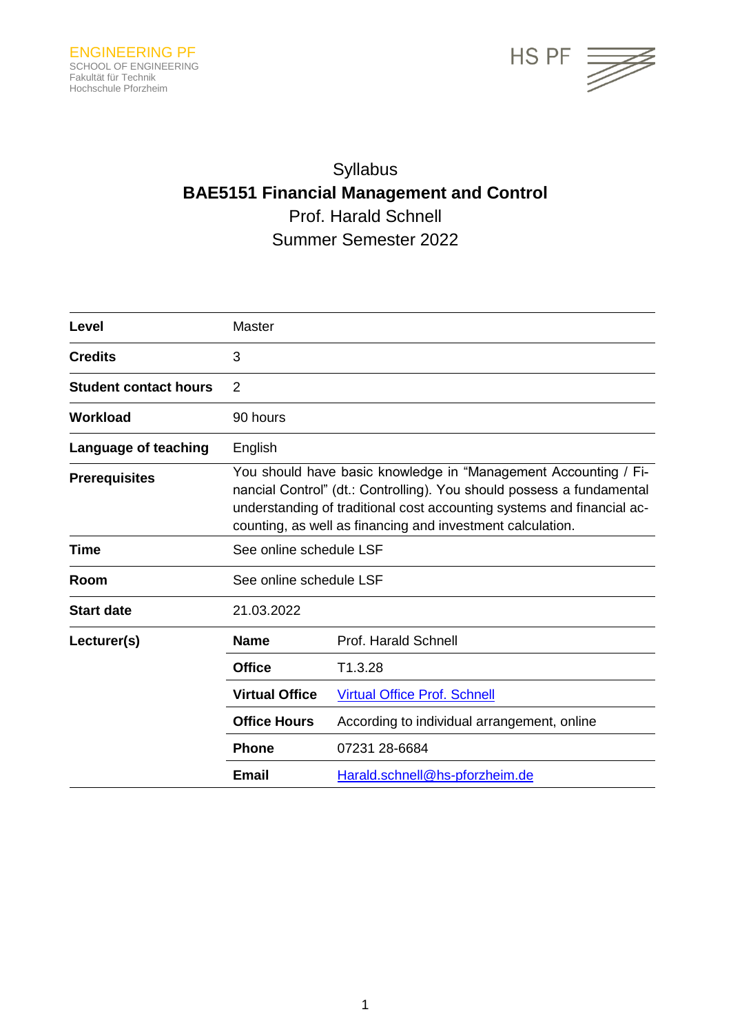ENGINEERING PF
SCHOOL OF ENGINEERING
Fakultät für Technik
Hochschule Pforzheim

HS PF

# Syllabus
## BAE5151 Financial Management and Control
Prof. Harald Schnell
Summer Semester 2022

| | | |
|---|---|---|
| **Level** | Master | |
| **Credits** | 3 | |
| **Student contact hours** | 2 | |
| **Workload** | 90 hours | |
| **Language of teaching** | English | |
| **Prerequisites** | You should have basic knowledge in "Management Accounting / Financial Control" (dt.: Controlling). You should possess a fundamental understanding of traditional cost accounting systems and financial accounting, as well as financing and investment calculation. | |
| **Time** | See online schedule LSF | |
| **Room** | See online schedule LSF | |
| **Start date** | 21.03.2022 | |
| **Lecturer(s)** | **Name** | Prof. Harald Schnell |
| | **Office** | T1.3.28 |
| | **Virtual Office** | Virtual Office Prof. Schnell |
| | **Office Hours** | According to individual arrangement, online |
| | **Phone** | 07231 28-6684 |
| | **Email** | Harald.schnell@hs-pforzheim.de |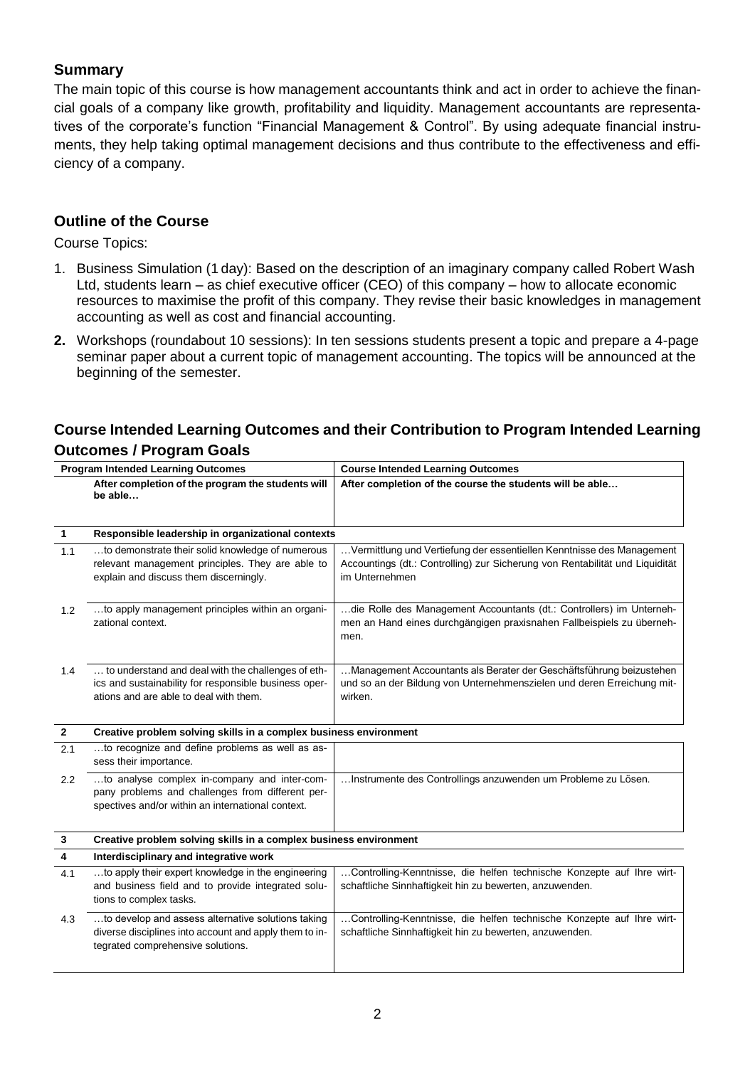## Summary

The main topic of this course is how management accountants think and act in order to achieve the financial goals of a company like growth, profitability and liquidity. Management accountants are representatives of the corporate's function "Financial Management & Control". By using adequate financial instruments, they help taking optimal management decisions and thus contribute to the effectiveness and efficiency of a company.

## Outline of the Course

Course Topics:

1. Business Simulation (1 day): Based on the description of an imaginary company called Robert Wash Ltd, students learn – as chief executive officer (CEO) of this company – how to allocate economic resources to maximise the profit of this company. They revise their basic knowledges in management accounting as well as cost and financial accounting.
2. Workshops (roundabout 10 sessions): In ten sessions students present a topic and prepare a 4-page seminar paper about a current topic of management accounting. The topics will be announced at the beginning of the semester.

## Course Intended Learning Outcomes and their Contribution to Program Intended Learning Outcomes / Program Goals

| Program Intended Learning Outcomes | | Course Intended Learning Outcomes |
|---|---|---|
| | **After completion of the program the students will be able…** | **After completion of the course the students will be able…** |
| **1** | **Responsible leadership in organizational contexts** | |
| 1.1 | …to demonstrate their solid knowledge of numerous relevant management principles. They are able to explain and discuss them discerningly. | …Vermittlung und Vertiefung der essentiellen Kenntnisse des Management Accountings (dt.: Controlling) zur Sicherung von Rentabilität und Liquidität im Unternehmen |
| 1.2 | …to apply management principles within an organizational context. | …die Rolle des Management Accountants (dt.: Controllers) im Unternehmen an Hand eines durchgängigen praxisnahen Fallbeispiels zu übernehmen. |
| 1.4 | … to understand and deal with the challenges of ethics and sustainability for responsible business operations and are able to deal with them. | …Management Accountants als Berater der Geschäftsführung beizustehen und so an der Bildung von Unternehmenszielen und deren Erreichung mitwirken. |
| **2** | **Creative problem solving skills in a complex business environment** | |
| 2.1 | …to recognize and define problems as well as assess their importance. | |
| 2.2 | …to analyse complex in-company and inter-company problems and challenges from different perspectives and/or within an international context. | …Instrumente des Controllings anzuwenden um Probleme zu Lösen. |
| **3** | **Creative problem solving skills in a complex business environment** | |
| **4** | **Interdisciplinary and integrative work** | |
| 4.1 | …to apply their expert knowledge in the engineering and business field and to provide integrated solutions to complex tasks. | …Controlling-Kenntnisse, die helfen technische Konzepte auf Ihre wirtschaftliche Sinnhaftigkeit hin zu bewerten, anzuwenden. |
| 4.3 | …to develop and assess alternative solutions taking diverse disciplines into account and apply them to integrated comprehensive solutions. | …Controlling-Kenntnisse, die helfen technische Konzepte auf Ihre wirtschaftliche Sinnhaftigkeit hin zu bewerten, anzuwenden. |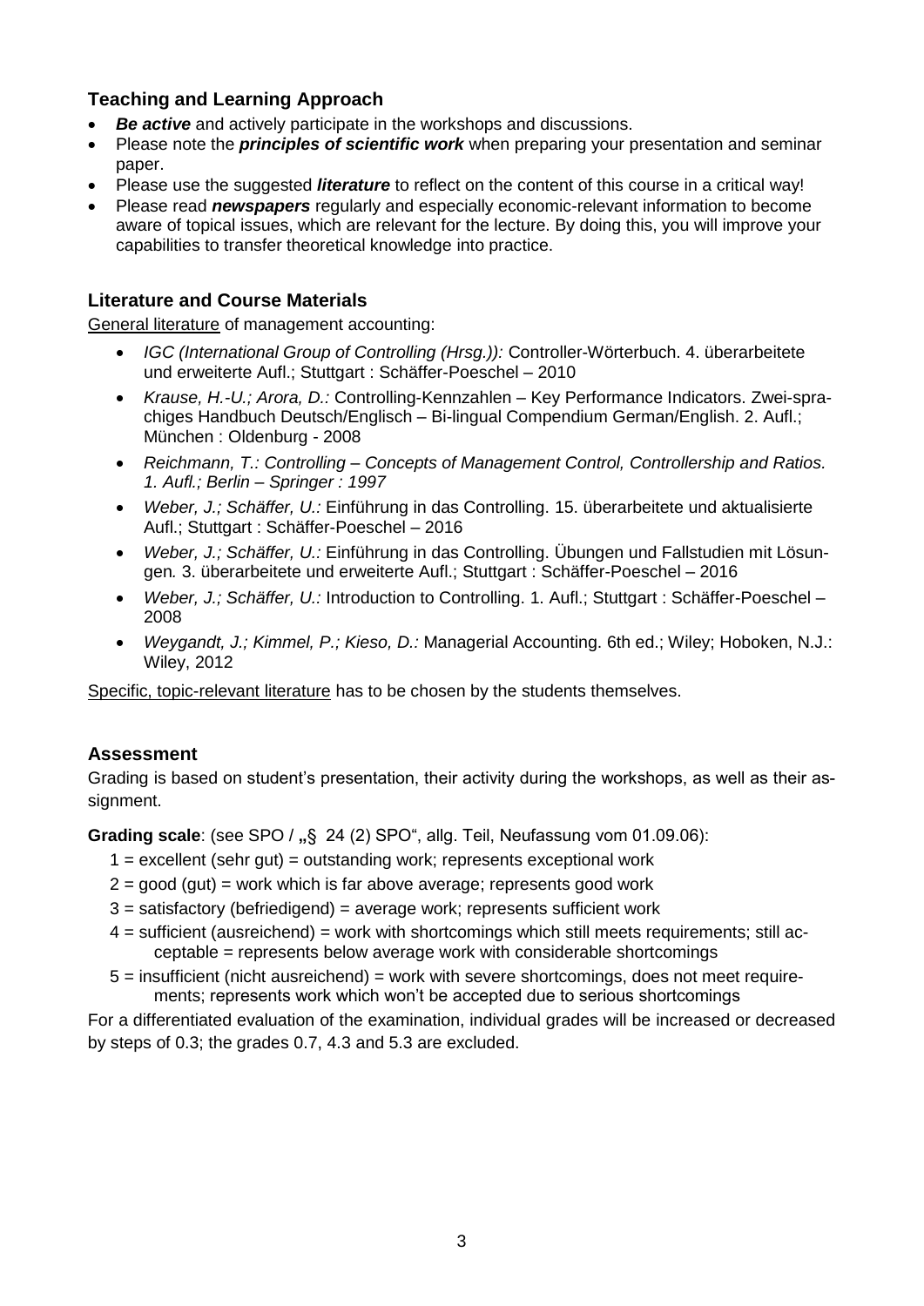## Teaching and Learning Approach

- ***Be active*** and actively participate in the workshops and discussions.
- Please note the ***principles of scientific work*** when preparing your presentation and seminar paper.
- Please use the suggested ***literature*** to reflect on the content of this course in a critical way!
- Please read ***newspapers*** regularly and especially economic-relevant information to become aware of topical issues, which are relevant for the lecture. By doing this, you will improve your capabilities to transfer theoretical knowledge into practice.

## Literature and Course Materials

General literature of management accounting:

- *IGC (International Group of Controlling (Hrsg.)):* Controller-Wörterbuch. 4. überarbeitete und erweiterte Aufl.; Stuttgart : Schäffer-Poeschel – 2010
- *Krause, H.-U.; Arora, D.:* Controlling-Kennzahlen – Key Performance Indicators. Zwei-sprachiges Handbuch Deutsch/Englisch – Bi-lingual Compendium German/English. 2. Aufl.; München : Oldenburg - 2008
- *Reichmann, T.: Controlling – Concepts of Management Control, Controllership and Ratios. 1. Aufl.; Berlin – Springer : 1997*
- *Weber, J.; Schäffer, U.:* Einführung in das Controlling. 15. überarbeitete und aktualisierte Aufl.; Stuttgart : Schäffer-Poeschel – 2016
- *Weber, J.; Schäffer, U.:* Einführung in das Controlling. Übungen und Fallstudien mit Lösungen*.* 3. überarbeitete und erweiterte Aufl.; Stuttgart : Schäffer-Poeschel – 2016
- *Weber, J.; Schäffer, U.:* Introduction to Controlling. 1. Aufl.; Stuttgart : Schäffer-Poeschel – 2008
- *Weygandt, J.; Kimmel, P.; Kieso, D.:* Managerial Accounting. 6th ed.; Wiley; Hoboken, N.J.: Wiley, 2012

Specific, topic-relevant literature has to be chosen by the students themselves.

## Assessment

Grading is based on student's presentation, their activity during the workshops, as well as their assignment.

**Grading scale**: (see SPO / **„**§ 24 (2) SPO", allg. Teil, Neufassung vom 01.09.06):

1 = excellent (sehr gut) = outstanding work; represents exceptional work
2 = good (gut) = work which is far above average; represents good work
3 = satisfactory (befriedigend) = average work; represents sufficient work
4 = sufficient (ausreichend) = work with shortcomings which still meets requirements; still acceptable = represents below average work with considerable shortcomings
5 = insufficient (nicht ausreichend) = work with severe shortcomings, does not meet requirements; represents work which won't be accepted due to serious shortcomings

For a differentiated evaluation of the examination, individual grades will be increased or decreased by steps of 0.3; the grades 0.7, 4.3 and 5.3 are excluded.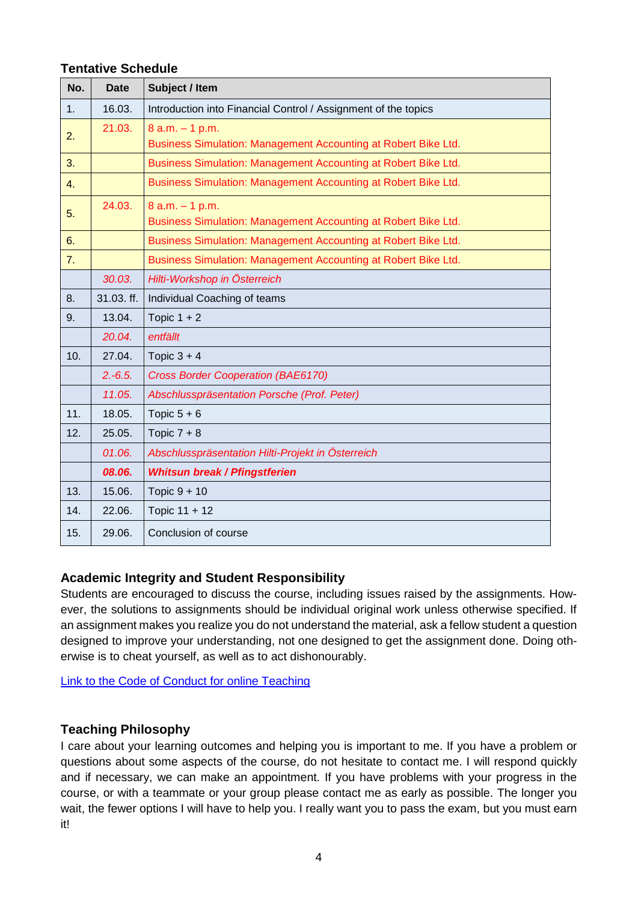### Tentative Schedule

| No. | Date | Subject / Item |
|---|---|---|
| 1. | 16.03. | Introduction into Financial Control / Assignment of the topics |
| 2. | 21.03. | 8 a.m. – 1 p.m.<br>Business Simulation: Management Accounting at Robert Bike Ltd. |
| 3. | | Business Simulation: Management Accounting at Robert Bike Ltd. |
| 4. | | Business Simulation: Management Accounting at Robert Bike Ltd. |
| 5. | 24.03. | 8 a.m. – 1 p.m.<br>Business Simulation: Management Accounting at Robert Bike Ltd. |
| 6. | | Business Simulation: Management Accounting at Robert Bike Ltd. |
| 7. | | Business Simulation: Management Accounting at Robert Bike Ltd. |
| | *30.03.* | *Hilti-Workshop in Österreich* |
| 8. | 31.03. ff. | Individual Coaching of teams |
| 9. | 13.04. | Topic 1 + 2 |
| | *20.04.* | *entfällt* |
| 10. | 27.04. | Topic 3 + 4 |
| | *2.-6.5.* | *Cross Border Cooperation (BAE6170)* |
| | *11.05.* | *Abschlusspräsentation Porsche (Prof. Peter)* |
| 11. | 18.05. | Topic 5 + 6 |
| 12. | 25.05. | Topic 7 + 8 |
| | *01.06.* | *Abschlusspräsentation Hilti-Projekt in Österreich* |
| | ***08.06.*** | ***Whitsun break / Pfingstferien*** |
| 13. | 15.06. | Topic 9 + 10 |
| 14. | 22.06. | Topic 11 + 12 |
| 15. | 29.06. | Conclusion of course |

### Academic Integrity and Student Responsibility

Students are encouraged to discuss the course, including issues raised by the assignments. However, the solutions to assignments should be individual original work unless otherwise specified. If an assignment makes you realize you do not understand the material, ask a fellow student a question designed to improve your understanding, not one designed to get the assignment done. Doing otherwise is to cheat yourself, as well as to act dishonourably.

[Link to the Code of Conduct for online Teaching]

### Teaching Philosophy

I care about your learning outcomes and helping you is important to me. If you have a problem or questions about some aspects of the course, do not hesitate to contact me. I will respond quickly and if necessary, we can make an appointment. If you have problems with your progress in the course, or with a teammate or your group please contact me as early as possible. The longer you wait, the fewer options I will have to help you. I really want you to pass the exam, but you must earn it!